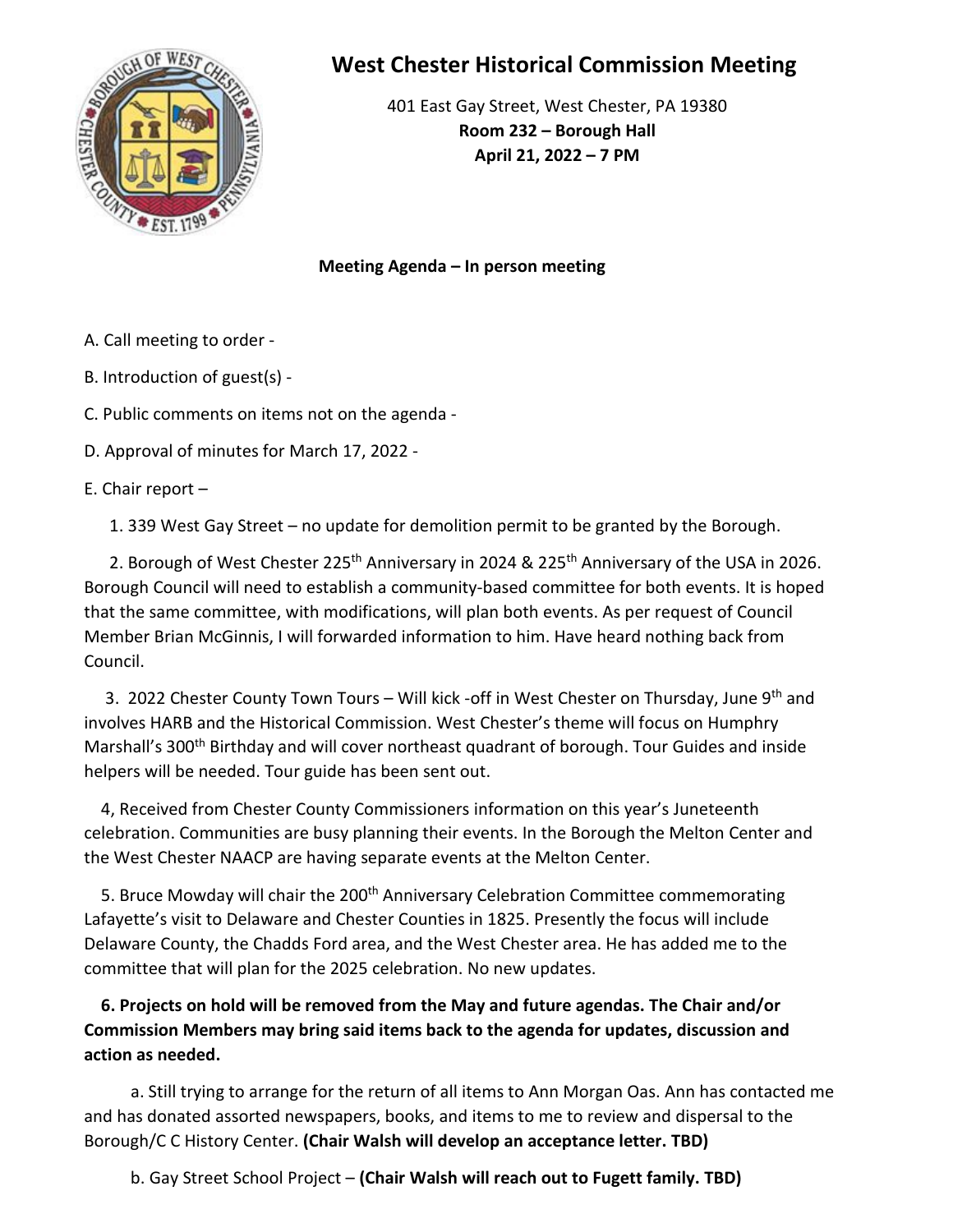# West Chester Historical Commission Meeting

401 East Gay Street, West Chester, PA 19380
**Room 232 – Borough Hall**
**April 21, 2022 – 7 PM**

**Meeting Agenda – In person meeting**

A. Call meeting to order -

B. Introduction of guest(s) -

C. Public comments on items not on the agenda -

D. Approval of minutes for March 17, 2022 -

E. Chair report –

1. 339 West Gay Street – no update for demolition permit to be granted by the Borough.

2. Borough of West Chester 225th Anniversary in 2024 & 225th Anniversary of the USA in 2026. Borough Council will need to establish a community-based committee for both events. It is hoped that the same committee, with modifications, will plan both events. As per request of Council Member Brian McGinnis, I will forwarded information to him. Have heard nothing back from Council.

3. 2022 Chester County Town Tours – Will kick -off in West Chester on Thursday, June 9th and involves HARB and the Historical Commission. West Chester's theme will focus on Humphry Marshall's 300th Birthday and will cover northeast quadrant of borough. Tour Guides and inside helpers will be needed. Tour guide has been sent out.

4, Received from Chester County Commissioners information on this year's Juneteenth celebration. Communities are busy planning their events. In the Borough the Melton Center and the West Chester NAACP are having separate events at the Melton Center.

5. Bruce Mowday will chair the 200th Anniversary Celebration Committee commemorating Lafayette's visit to Delaware and Chester Counties in 1825. Presently the focus will include Delaware County, the Chadds Ford area, and the West Chester area. He has added me to the committee that will plan for the 2025 celebration. No new updates.

**6. Projects on hold will be removed from the May and future agendas. The Chair and/or Commission Members may bring said items back to the agenda for updates, discussion and action as needed.**

a. Still trying to arrange for the return of all items to Ann Morgan Oas. Ann has contacted me and has donated assorted newspapers, books, and items to me to review and dispersal to the Borough/C C History Center. **(Chair Walsh will develop an acceptance letter. TBD)**

b. Gay Street School Project – **(Chair Walsh will reach out to Fugett family. TBD)**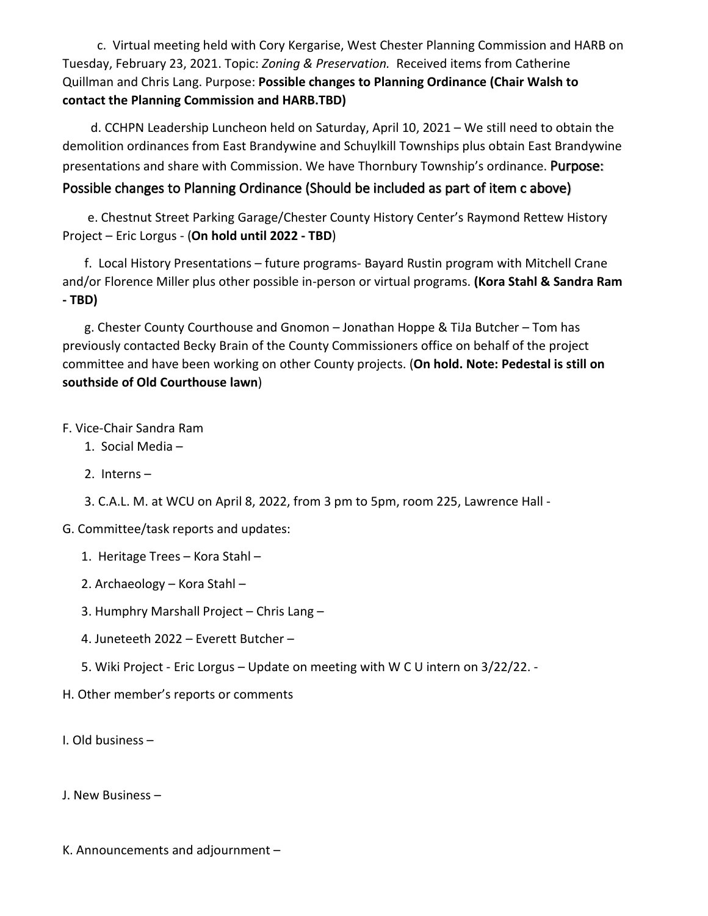c. Virtual meeting held with Cory Kergarise, West Chester Planning Commission and HARB on Tuesday, February 23, 2021. Topic: *Zoning & Preservation.* Received items from Catherine Quillman and Chris Lang. Purpose: **Possible changes to Planning Ordinance (Chair Walsh to contact the Planning Commission and HARB.TBD)**

d. CCHPN Leadership Luncheon held on Saturday, April 10, 2021 – We still need to obtain the demolition ordinances from East Brandywine and Schuylkill Townships plus obtain East Brandywine presentations and share with Commission. We have Thornbury Township's ordinance. Purpose: Possible changes to Planning Ordinance (Should be included as part of item c above)

e. Chestnut Street Parking Garage/Chester County History Center's Raymond Rettew History Project – Eric Lorgus - (**On hold until 2022 - TBD**)

f. Local History Presentations – future programs- Bayard Rustin program with Mitchell Crane and/or Florence Miller plus other possible in-person or virtual programs. **(Kora Stahl & Sandra Ram - TBD)**

g. Chester County Courthouse and Gnomon – Jonathan Hoppe & TiJa Butcher – Tom has previously contacted Becky Brain of the County Commissioners office on behalf of the project committee and have been working on other County projects. (**On hold. Note: Pedestal is still on southside of Old Courthouse lawn**)

F. Vice-Chair Sandra Ram

1. Social Media –
2. Interns –
3. C.A.L. M. at WCU on April 8, 2022, from 3 pm to 5pm, room 225, Lawrence Hall -

G. Committee/task reports and updates:

1. Heritage Trees – Kora Stahl –
2. Archaeology – Kora Stahl –
3. Humphry Marshall Project – Chris Lang –
4. Juneteeth 2022 – Everett Butcher –
5. Wiki Project - Eric Lorgus – Update on meeting with W C U intern on 3/22/22. -

H. Other member's reports or comments

I. Old business –

J. New Business –

K. Announcements and adjournment –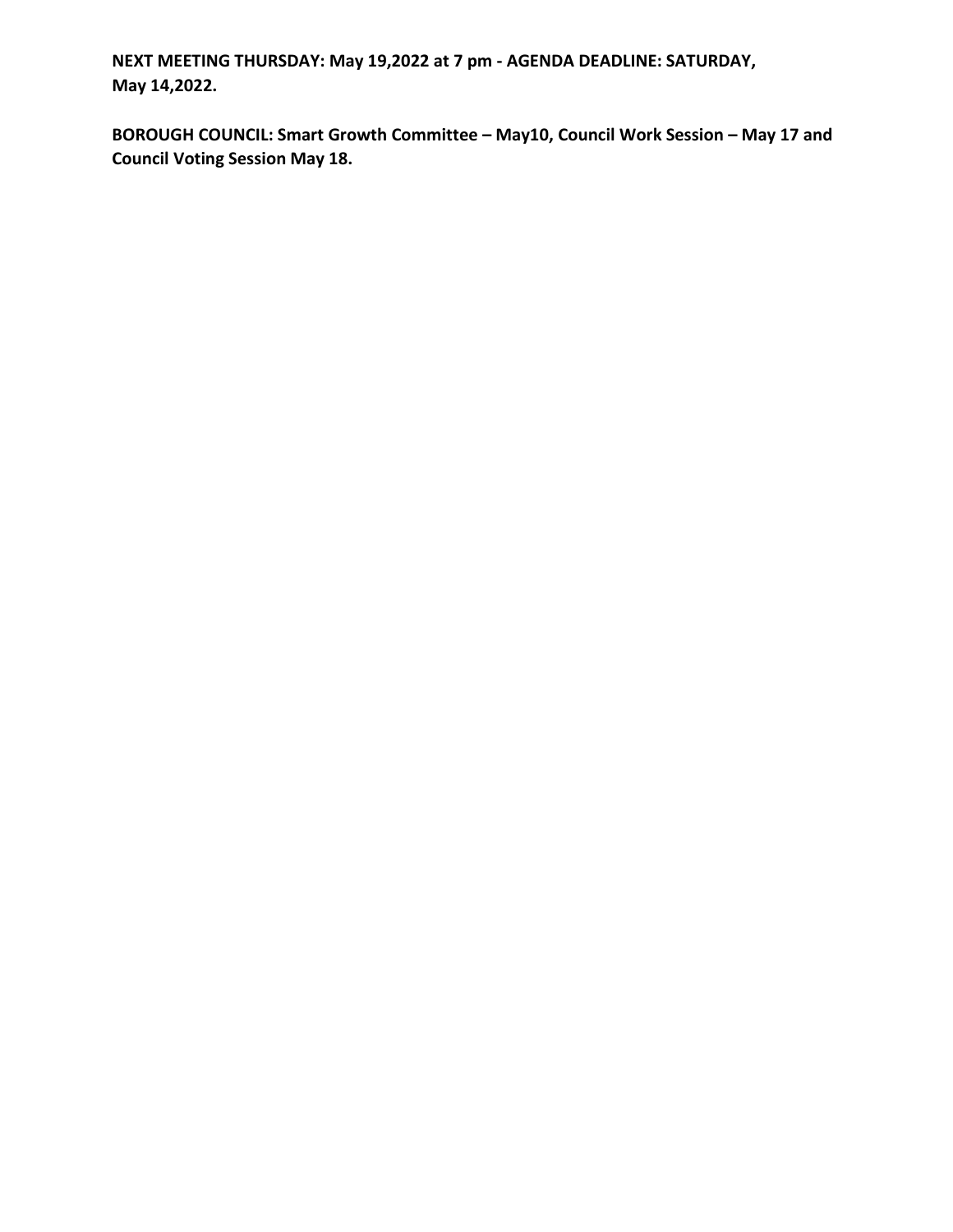**NEXT MEETING THURSDAY: May 19,2022 at 7 pm - AGENDA DEADLINE: SATURDAY, May 14,2022.**

**BOROUGH COUNCIL: Smart Growth Committee – May10, Council Work Session – May 17 and Council Voting Session May 18.**